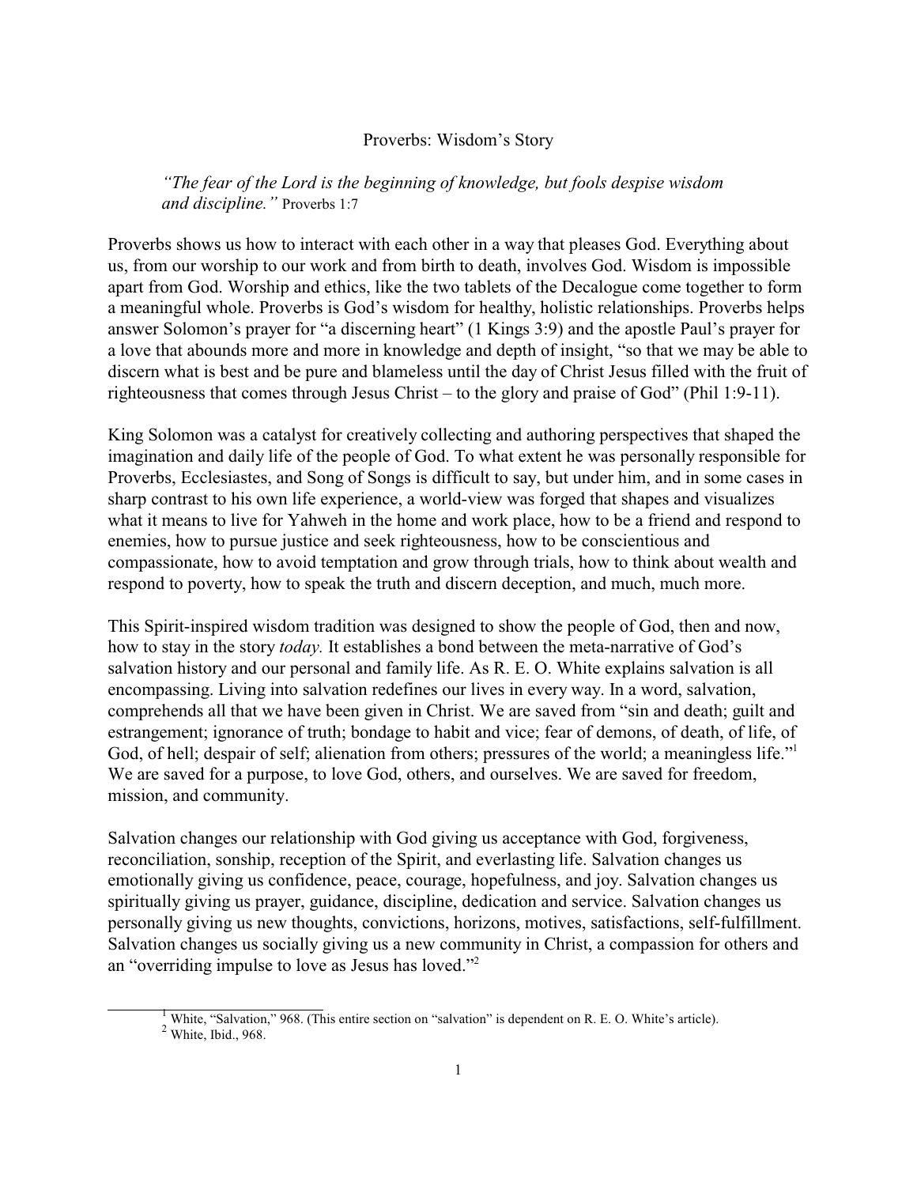# Proverbs: Wisdom's Story

> *"The fear of the Lord is the beginning of knowledge, but fools despise wisdom and discipline."* Proverbs 1:7

Proverbs shows us how to interact with each other in a way that pleases God. Everything about us, from our worship to our work and from birth to death, involves God. Wisdom is impossible apart from God. Worship and ethics, like the two tablets of the Decalogue come together to form a meaningful whole. Proverbs is God's wisdom for healthy, holistic relationships. Proverbs helps answer Solomon's prayer for "a discerning heart" (1 Kings 3:9) and the apostle Paul's prayer for a love that abounds more and more in knowledge and depth of insight, "so that we may be able to discern what is best and be pure and blameless until the day of Christ Jesus filled with the fruit of righteousness that comes through Jesus Christ – to the glory and praise of God" (Phil 1:9-11).

King Solomon was a catalyst for creatively collecting and authoring perspectives that shaped the imagination and daily life of the people of God. To what extent he was personally responsible for Proverbs, Ecclesiastes, and Song of Songs is difficult to say, but under him, and in some cases in sharp contrast to his own life experience, a world-view was forged that shapes and visualizes what it means to live for Yahweh in the home and work place, how to be a friend and respond to enemies, how to pursue justice and seek righteousness, how to be conscientious and compassionate, how to avoid temptation and grow through trials, how to think about wealth and respond to poverty, how to speak the truth and discern deception, and much, much more.

This Spirit-inspired wisdom tradition was designed to show the people of God, then and now, how to stay in the story *today.* It establishes a bond between the meta-narrative of God's salvation history and our personal and family life. As R. E. O. White explains salvation is all encompassing. Living into salvation redefines our lives in every way. In a word, salvation, comprehends all that we have been given in Christ. We are saved from "sin and death; guilt and estrangement; ignorance of truth; bondage to habit and vice; fear of demons, of death, of life, of God, of hell; despair of self; alienation from others; pressures of the world; a meaningless life."[1] We are saved for a purpose, to love God, others, and ourselves. We are saved for freedom, mission, and community.

Salvation changes our relationship with God giving us acceptance with God, forgiveness, reconciliation, sonship, reception of the Spirit, and everlasting life. Salvation changes us emotionally giving us confidence, peace, courage, hopefulness, and joy. Salvation changes us spiritually giving us prayer, guidance, discipline, dedication and service. Salvation changes us personally giving us new thoughts, convictions, horizons, motives, satisfactions, self-fulfillment. Salvation changes us socially giving us a new community in Christ, a compassion for others and an "overriding impulse to love as Jesus has loved."[2]

---

[1] White, "Salvation," 968. (This entire section on "salvation" is dependent on R. E. O. White's article).

[2] White, Ibid., 968.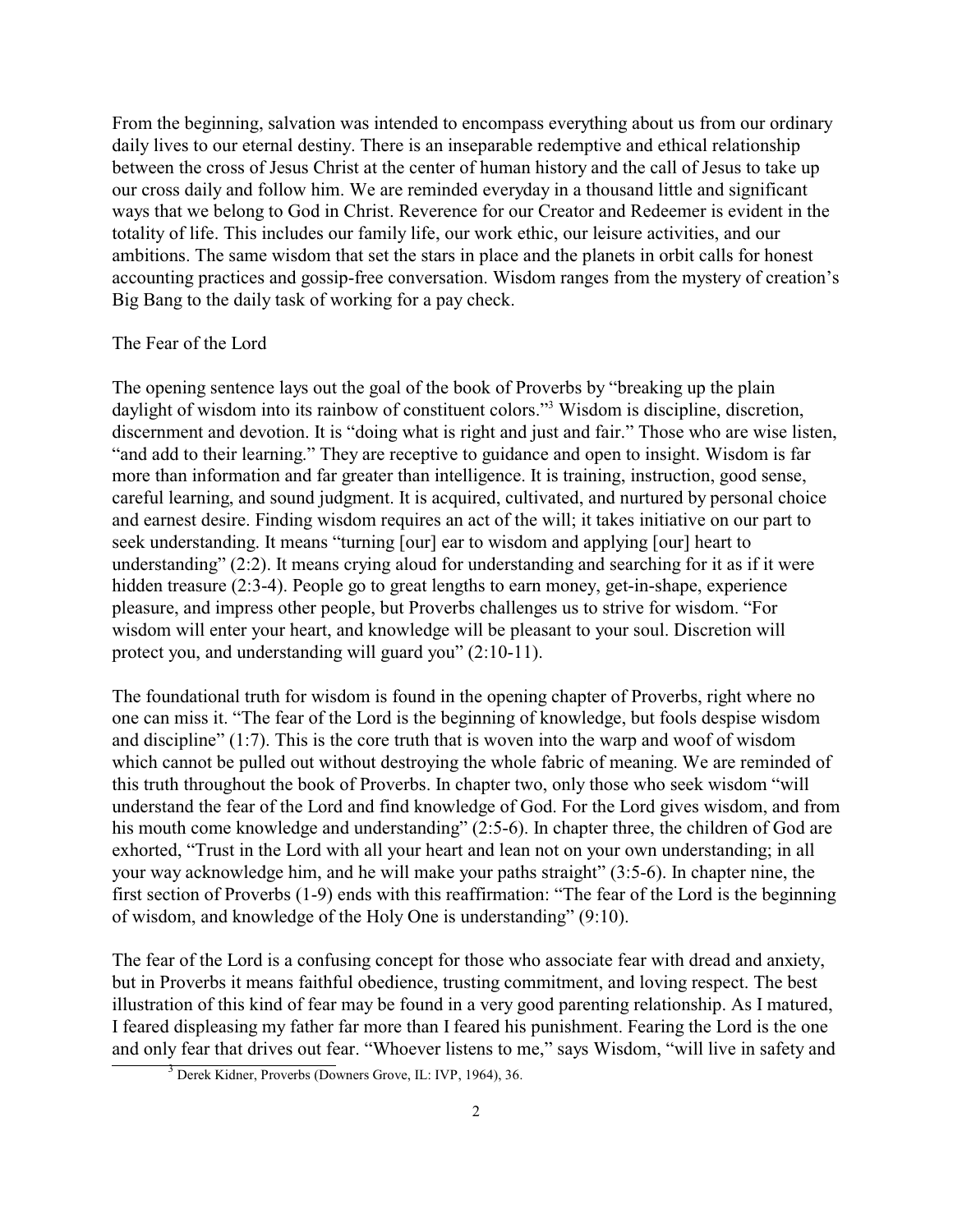From the beginning, salvation was intended to encompass everything about us from our ordinary daily lives to our eternal destiny. There is an inseparable redemptive and ethical relationship between the cross of Jesus Christ at the center of human history and the call of Jesus to take up our cross daily and follow him. We are reminded everyday in a thousand little and significant ways that we belong to God in Christ. Reverence for our Creator and Redeemer is evident in the totality of life. This includes our family life, our work ethic, our leisure activities, and our ambitions. The same wisdom that set the stars in place and the planets in orbit calls for honest accounting practices and gossip-free conversation. Wisdom ranges from the mystery of creation's Big Bang to the daily task of working for a pay check.

## The Fear of the Lord

The opening sentence lays out the goal of the book of Proverbs by "breaking up the plain daylight of wisdom into its rainbow of constituent colors."[3] Wisdom is discipline, discretion, discernment and devotion. It is "doing what is right and just and fair." Those who are wise listen, "and add to their learning." They are receptive to guidance and open to insight. Wisdom is far more than information and far greater than intelligence. It is training, instruction, good sense, careful learning, and sound judgment. It is acquired, cultivated, and nurtured by personal choice and earnest desire. Finding wisdom requires an act of the will; it takes initiative on our part to seek understanding. It means "turning [our] ear to wisdom and applying [our] heart to understanding" (2:2). It means crying aloud for understanding and searching for it as if it were hidden treasure (2:3-4). People go to great lengths to earn money, get-in-shape, experience pleasure, and impress other people, but Proverbs challenges us to strive for wisdom. "For wisdom will enter your heart, and knowledge will be pleasant to your soul. Discretion will protect you, and understanding will guard you" (2:10-11).

The foundational truth for wisdom is found in the opening chapter of Proverbs, right where no one can miss it. "The fear of the Lord is the beginning of knowledge, but fools despise wisdom and discipline" (1:7). This is the core truth that is woven into the warp and woof of wisdom which cannot be pulled out without destroying the whole fabric of meaning. We are reminded of this truth throughout the book of Proverbs. In chapter two, only those who seek wisdom "will understand the fear of the Lord and find knowledge of God. For the Lord gives wisdom, and from his mouth come knowledge and understanding" (2:5-6). In chapter three, the children of God are exhorted, "Trust in the Lord with all your heart and lean not on your own understanding; in all your way acknowledge him, and he will make your paths straight" (3:5-6). In chapter nine, the first section of Proverbs (1-9) ends with this reaffirmation: "The fear of the Lord is the beginning of wisdom, and knowledge of the Holy One is understanding" (9:10).

The fear of the Lord is a confusing concept for those who associate fear with dread and anxiety, but in Proverbs it means faithful obedience, trusting commitment, and loving respect. The best illustration of this kind of fear may be found in a very good parenting relationship. As I matured, I feared displeasing my father far more than I feared his punishment. Fearing the Lord is the one and only fear that drives out fear. "Whoever listens to me," says Wisdom, "will live in safety and

[3] Derek Kidner, Proverbs (Downers Grove, IL: IVP, 1964), 36.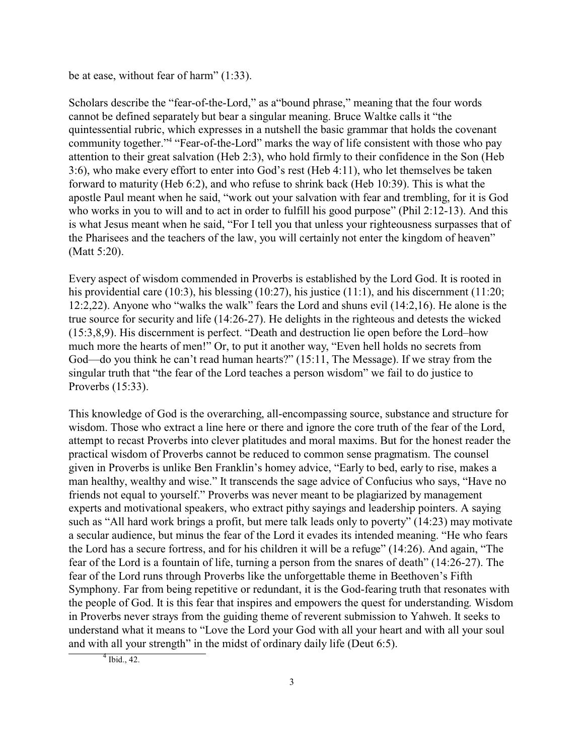be at ease, without fear of harm" (1:33).

Scholars describe the "fear-of-the-Lord," as a"bound phrase," meaning that the four words cannot be defined separately but bear a singular meaning. Bruce Waltke calls it "the quintessential rubric, which expresses in a nutshell the basic grammar that holds the covenant community together."[4] "Fear-of-the-Lord" marks the way of life consistent with those who pay attention to their great salvation (Heb 2:3), who hold firmly to their confidence in the Son (Heb 3:6), who make every effort to enter into God's rest (Heb 4:11), who let themselves be taken forward to maturity (Heb 6:2), and who refuse to shrink back (Heb 10:39). This is what the apostle Paul meant when he said, "work out your salvation with fear and trembling, for it is God who works in you to will and to act in order to fulfill his good purpose" (Phil 2:12-13). And this is what Jesus meant when he said, "For I tell you that unless your righteousness surpasses that of the Pharisees and the teachers of the law, you will certainly not enter the kingdom of heaven" (Matt 5:20).

Every aspect of wisdom commended in Proverbs is established by the Lord God. It is rooted in his providential care (10:3), his blessing (10:27), his justice (11:1), and his discernment (11:20; 12:2,22). Anyone who "walks the walk" fears the Lord and shuns evil (14:2,16). He alone is the true source for security and life (14:26-27). He delights in the righteous and detests the wicked (15:3,8,9). His discernment is perfect. "Death and destruction lie open before the Lord–how much more the hearts of men!" Or, to put it another way, "Even hell holds no secrets from God—do you think he can't read human hearts?" (15:11, The Message). If we stray from the singular truth that "the fear of the Lord teaches a person wisdom" we fail to do justice to Proverbs (15:33).

This knowledge of God is the overarching, all-encompassing source, substance and structure for wisdom. Those who extract a line here or there and ignore the core truth of the fear of the Lord, attempt to recast Proverbs into clever platitudes and moral maxims. But for the honest reader the practical wisdom of Proverbs cannot be reduced to common sense pragmatism. The counsel given in Proverbs is unlike Ben Franklin's homey advice, "Early to bed, early to rise, makes a man healthy, wealthy and wise." It transcends the sage advice of Confucius who says, "Have no friends not equal to yourself." Proverbs was never meant to be plagiarized by management experts and motivational speakers, who extract pithy sayings and leadership pointers. A saying such as "All hard work brings a profit, but mere talk leads only to poverty" (14:23) may motivate a secular audience, but minus the fear of the Lord it evades its intended meaning. "He who fears the Lord has a secure fortress, and for his children it will be a refuge" (14:26). And again, "The fear of the Lord is a fountain of life, turning a person from the snares of death" (14:26-27). The fear of the Lord runs through Proverbs like the unforgettable theme in Beethoven's Fifth Symphony. Far from being repetitive or redundant, it is the God-fearing truth that resonates with the people of God. It is this fear that inspires and empowers the quest for understanding. Wisdom in Proverbs never strays from the guiding theme of reverent submission to Yahweh. It seeks to understand what it means to "Love the Lord your God with all your heart and with all your soul and with all your strength" in the midst of ordinary daily life (Deut 6:5).

---

[4] Ibid., 42.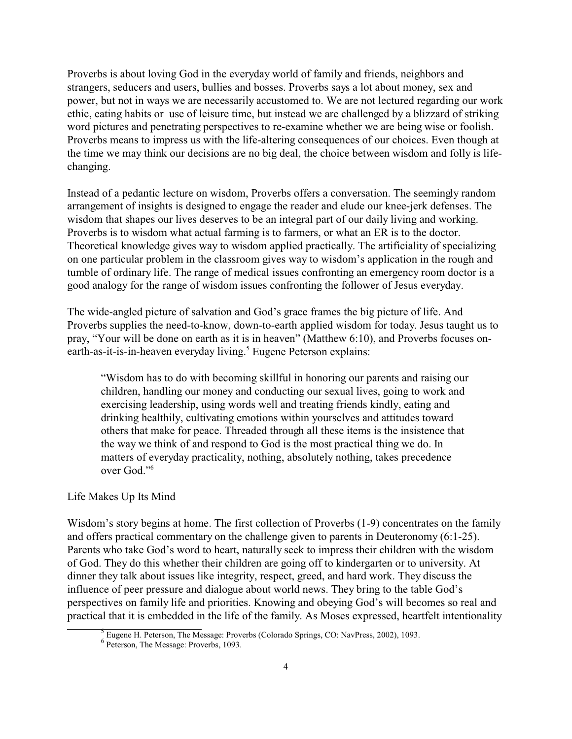Proverbs is about loving God in the everyday world of family and friends, neighbors and strangers, seducers and users, bullies and bosses. Proverbs says a lot about money, sex and power, but not in ways we are necessarily accustomed to. We are not lectured regarding our work ethic, eating habits or use of leisure time, but instead we are challenged by a blizzard of striking word pictures and penetrating perspectives to re-examine whether we are being wise or foolish. Proverbs means to impress us with the life-altering consequences of our choices. Even though at the time we may think our decisions are no big deal, the choice between wisdom and folly is life-changing.

Instead of a pedantic lecture on wisdom, Proverbs offers a conversation. The seemingly random arrangement of insights is designed to engage the reader and elude our knee-jerk defenses. The wisdom that shapes our lives deserves to be an integral part of our daily living and working. Proverbs is to wisdom what actual farming is to farmers, or what an ER is to the doctor. Theoretical knowledge gives way to wisdom applied practically. The artificiality of specializing on one particular problem in the classroom gives way to wisdom's application in the rough and tumble of ordinary life. The range of medical issues confronting an emergency room doctor is a good analogy for the range of wisdom issues confronting the follower of Jesus everyday.

The wide-angled picture of salvation and God's grace frames the big picture of life. And Proverbs supplies the need-to-know, down-to-earth applied wisdom for today. Jesus taught us to pray, "Your will be done on earth as it is in heaven" (Matthew 6:10), and Proverbs focuses on-earth-as-it-is-in-heaven everyday living.[5] Eugene Peterson explains:

> "Wisdom has to do with becoming skillful in honoring our parents and raising our children, handling our money and conducting our sexual lives, going to work and exercising leadership, using words well and treating friends kindly, eating and drinking healthily, cultivating emotions within yourselves and attitudes toward others that make for peace. Threaded through all these items is the insistence that the way we think of and respond to God is the most practical thing we do. In matters of everyday practicality, nothing, absolutely nothing, takes precedence over God."[6]

Life Makes Up Its Mind

Wisdom's story begins at home. The first collection of Proverbs (1-9) concentrates on the family and offers practical commentary on the challenge given to parents in Deuteronomy (6:1-25). Parents who take God's word to heart, naturally seek to impress their children with the wisdom of God. They do this whether their children are going off to kindergarten or to university. At dinner they talk about issues like integrity, respect, greed, and hard work. They discuss the influence of peer pressure and dialogue about world news. They bring to the table God's perspectives on family life and priorities. Knowing and obeying God's will becomes so real and practical that it is embedded in the life of the family. As Moses expressed, heartfelt intentionality

---

[5] Eugene H. Peterson, The Message: Proverbs (Colorado Springs, CO: NavPress, 2002), 1093.

[6] Peterson, The Message: Proverbs, 1093.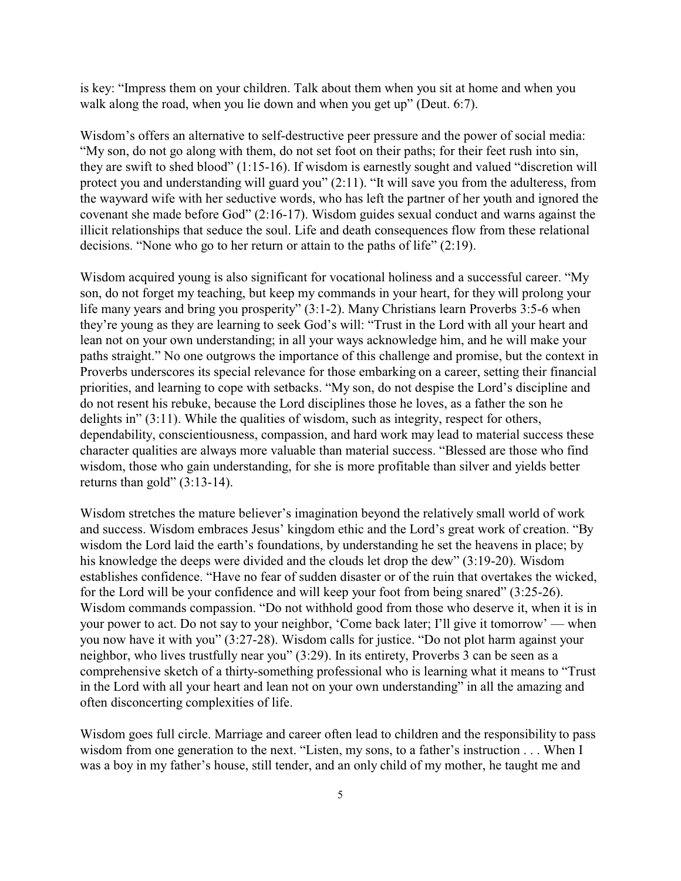is key: "Impress them on your children. Talk about them when you sit at home and when you walk along the road, when you lie down and when you get up" (Deut. 6:7).

Wisdom's offers an alternative to self-destructive peer pressure and the power of social media: "My son, do not go along with them, do not set foot on their paths; for their feet rush into sin, they are swift to shed blood" (1:15-16). If wisdom is earnestly sought and valued "discretion will protect you and understanding will guard you" (2:11). "It will save you from the adulteress, from the wayward wife with her seductive words, who has left the partner of her youth and ignored the covenant she made before God" (2:16-17). Wisdom guides sexual conduct and warns against the illicit relationships that seduce the soul. Life and death consequences flow from these relational decisions. "None who go to her return or attain to the paths of life" (2:19).

Wisdom acquired young is also significant for vocational holiness and a successful career. "My son, do not forget my teaching, but keep my commands in your heart, for they will prolong your life many years and bring you prosperity" (3:1-2). Many Christians learn Proverbs 3:5-6 when they're young as they are learning to seek God's will: "Trust in the Lord with all your heart and lean not on your own understanding; in all your ways acknowledge him, and he will make your paths straight." No one outgrows the importance of this challenge and promise, but the context in Proverbs underscores its special relevance for those embarking on a career, setting their financial priorities, and learning to cope with setbacks. "My son, do not despise the Lord's discipline and do not resent his rebuke, because the Lord disciplines those he loves, as a father the son he delights in" (3:11). While the qualities of wisdom, such as integrity, respect for others, dependability, conscientiousness, compassion, and hard work may lead to material success these character qualities are always more valuable than material success. "Blessed are those who find wisdom, those who gain understanding, for she is more profitable than silver and yields better returns than gold" (3:13-14).

Wisdom stretches the mature believer's imagination beyond the relatively small world of work and success. Wisdom embraces Jesus' kingdom ethic and the Lord's great work of creation. "By wisdom the Lord laid the earth's foundations, by understanding he set the heavens in place; by his knowledge the deeps were divided and the clouds let drop the dew" (3:19-20). Wisdom establishes confidence. "Have no fear of sudden disaster or of the ruin that overtakes the wicked, for the Lord will be your confidence and will keep your foot from being snared" (3:25-26). Wisdom commands compassion. "Do not withhold good from those who deserve it, when it is in your power to act. Do not say to your neighbor, 'Come back later; I'll give it tomorrow' — when you now have it with you" (3:27-28). Wisdom calls for justice. "Do not plot harm against your neighbor, who lives trustfully near you" (3:29). In its entirety, Proverbs 3 can be seen as a comprehensive sketch of a thirty-something professional who is learning what it means to "Trust in the Lord with all your heart and lean not on your own understanding" in all the amazing and often disconcerting complexities of life.

Wisdom goes full circle. Marriage and career often lead to children and the responsibility to pass wisdom from one generation to the next. "Listen, my sons, to a father's instruction . . . When I was a boy in my father's house, still tender, and an only child of my mother, he taught me and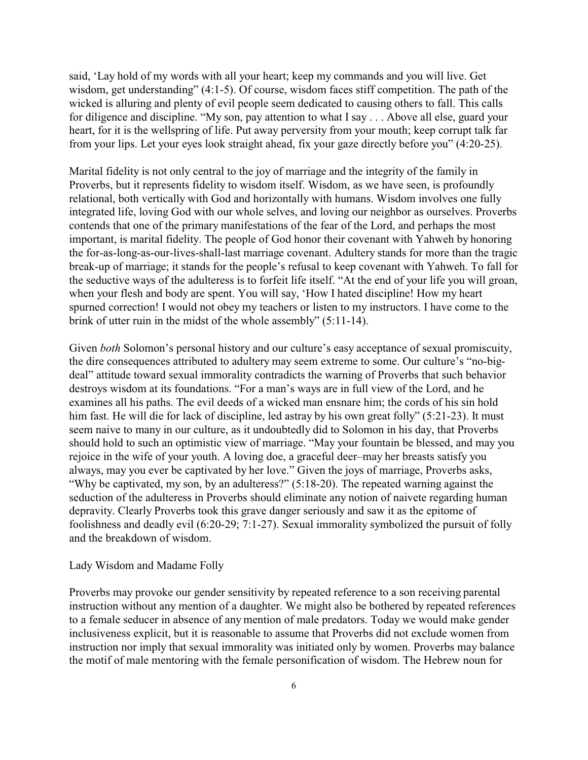said, 'Lay hold of my words with all your heart; keep my commands and you will live. Get wisdom, get understanding" (4:1-5). Of course, wisdom faces stiff competition. The path of the wicked is alluring and plenty of evil people seem dedicated to causing others to fall. This calls for diligence and discipline. "My son, pay attention to what I say . . . Above all else, guard your heart, for it is the wellspring of life. Put away perversity from your mouth; keep corrupt talk far from your lips. Let your eyes look straight ahead, fix your gaze directly before you" (4:20-25).

Marital fidelity is not only central to the joy of marriage and the integrity of the family in Proverbs, but it represents fidelity to wisdom itself. Wisdom, as we have seen, is profoundly relational, both vertically with God and horizontally with humans. Wisdom involves one fully integrated life, loving God with our whole selves, and loving our neighbor as ourselves. Proverbs contends that one of the primary manifestations of the fear of the Lord, and perhaps the most important, is marital fidelity. The people of God honor their covenant with Yahweh by honoring the for-as-long-as-our-lives-shall-last marriage covenant. Adultery stands for more than the tragic break-up of marriage; it stands for the people's refusal to keep covenant with Yahweh. To fall for the seductive ways of the adulteress is to forfeit life itself. "At the end of your life you will groan, when your flesh and body are spent. You will say, 'How I hated discipline! How my heart spurned correction! I would not obey my teachers or listen to my instructors. I have come to the brink of utter ruin in the midst of the whole assembly" (5:11-14).

Given *both* Solomon's personal history and our culture's easy acceptance of sexual promiscuity, the dire consequences attributed to adultery may seem extreme to some. Our culture's "no-big-deal" attitude toward sexual immorality contradicts the warning of Proverbs that such behavior destroys wisdom at its foundations. "For a man's ways are in full view of the Lord, and he examines all his paths. The evil deeds of a wicked man ensnare him; the cords of his sin hold him fast. He will die for lack of discipline, led astray by his own great folly" (5:21-23). It must seem naive to many in our culture, as it undoubtedly did to Solomon in his day, that Proverbs should hold to such an optimistic view of marriage. "May your fountain be blessed, and may you rejoice in the wife of your youth. A loving doe, a graceful deer–may her breasts satisfy you always, may you ever be captivated by her love." Given the joys of marriage, Proverbs asks, "Why be captivated, my son, by an adulteress?" (5:18-20). The repeated warning against the seduction of the adulteress in Proverbs should eliminate any notion of naivete regarding human depravity. Clearly Proverbs took this grave danger seriously and saw it as the epitome of foolishness and deadly evil (6:20-29; 7:1-27). Sexual immorality symbolized the pursuit of folly and the breakdown of wisdom.

## Lady Wisdom and Madame Folly

Proverbs may provoke our gender sensitivity by repeated reference to a son receiving parental instruction without any mention of a daughter. We might also be bothered by repeated references to a female seducer in absence of any mention of male predators. Today we would make gender inclusiveness explicit, but it is reasonable to assume that Proverbs did not exclude women from instruction nor imply that sexual immorality was initiated only by women. Proverbs may balance the motif of male mentoring with the female personification of wisdom. The Hebrew noun for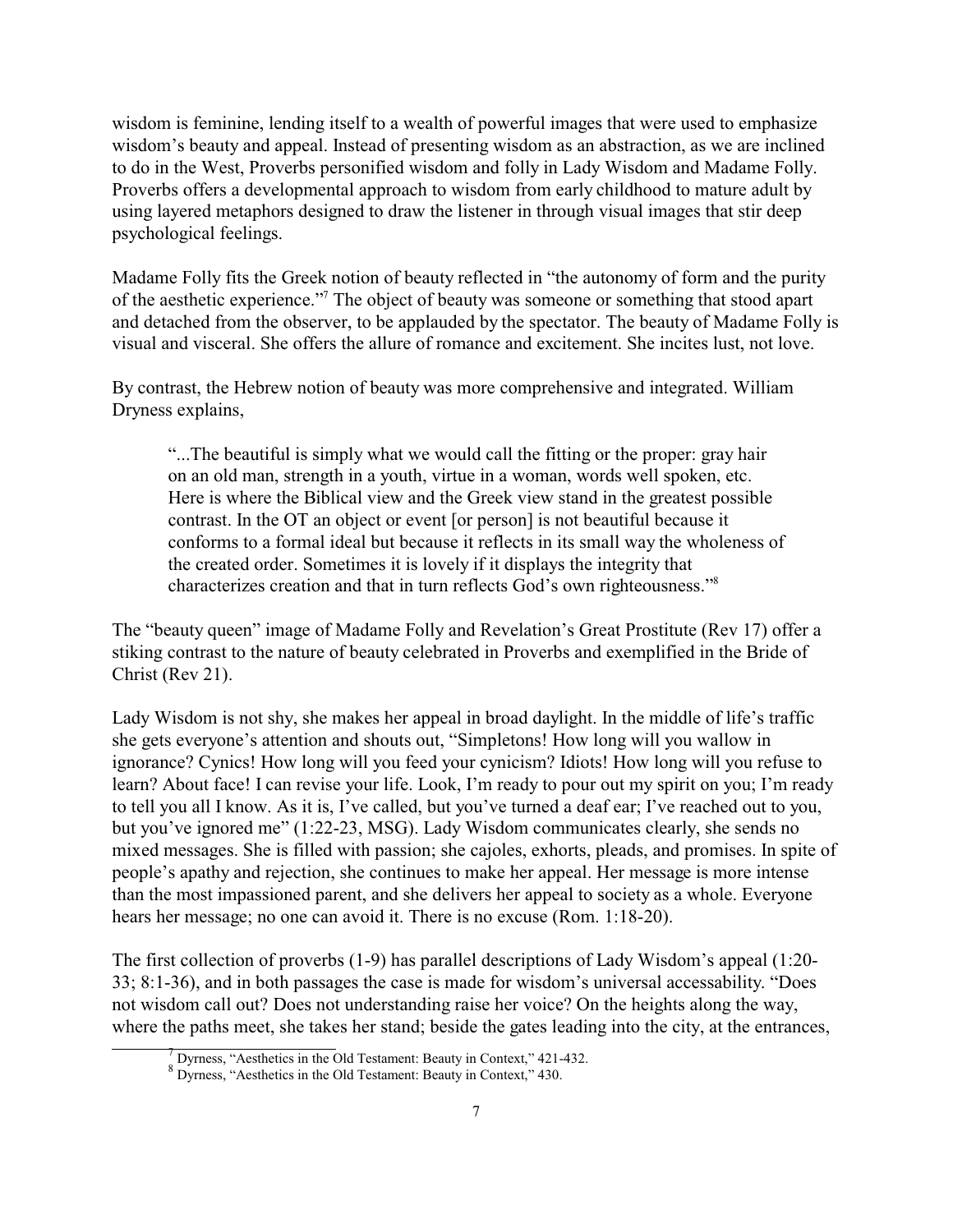wisdom is feminine, lending itself to a wealth of powerful images that were used to emphasize wisdom's beauty and appeal. Instead of presenting wisdom as an abstraction, as we are inclined to do in the West, Proverbs personified wisdom and folly in Lady Wisdom and Madame Folly. Proverbs offers a developmental approach to wisdom from early childhood to mature adult by using layered metaphors designed to draw the listener in through visual images that stir deep psychological feelings.

Madame Folly fits the Greek notion of beauty reflected in "the autonomy of form and the purity of the aesthetic experience."[7] The object of beauty was someone or something that stood apart and detached from the observer, to be applauded by the spectator. The beauty of Madame Folly is visual and visceral. She offers the allure of romance and excitement. She incites lust, not love.

By contrast, the Hebrew notion of beauty was more comprehensive and integrated. William Dryness explains,

> "...The beautiful is simply what we would call the fitting or the proper: gray hair on an old man, strength in a youth, virtue in a woman, words well spoken, etc. Here is where the Biblical view and the Greek view stand in the greatest possible contrast. In the OT an object or event [or person] is not beautiful because it conforms to a formal ideal but because it reflects in its small way the wholeness of the created order. Sometimes it is lovely if it displays the integrity that characterizes creation and that in turn reflects God's own righteousness."[8]

The "beauty queen" image of Madame Folly and Revelation's Great Prostitute (Rev 17) offer a stiking contrast to the nature of beauty celebrated in Proverbs and exemplified in the Bride of Christ (Rev 21).

Lady Wisdom is not shy, she makes her appeal in broad daylight. In the middle of life's traffic she gets everyone's attention and shouts out, "Simpletons! How long will you wallow in ignorance? Cynics! How long will you feed your cynicism? Idiots! How long will you refuse to learn? About face! I can revise your life. Look, I'm ready to pour out my spirit on you; I'm ready to tell you all I know. As it is, I've called, but you've turned a deaf ear; I've reached out to you, but you've ignored me" (1:22-23, MSG). Lady Wisdom communicates clearly, she sends no mixed messages. She is filled with passion; she cajoles, exhorts, pleads, and promises. In spite of people's apathy and rejection, she continues to make her appeal. Her message is more intense than the most impassioned parent, and she delivers her appeal to society as a whole. Everyone hears her message; no one can avoid it. There is no excuse (Rom. 1:18-20).

The first collection of proverbs (1-9) has parallel descriptions of Lady Wisdom's appeal (1:20-33; 8:1-36), and in both passages the case is made for wisdom's universal accessability. "Does not wisdom call out? Does not understanding raise her voice? On the heights along the way, where the paths meet, she takes her stand; beside the gates leading into the city, at the entrances,

---

[7] Dyrness, "Aesthetics in the Old Testament: Beauty in Context," 421-432.

[8] Dyrness, "Aesthetics in the Old Testament: Beauty in Context," 430.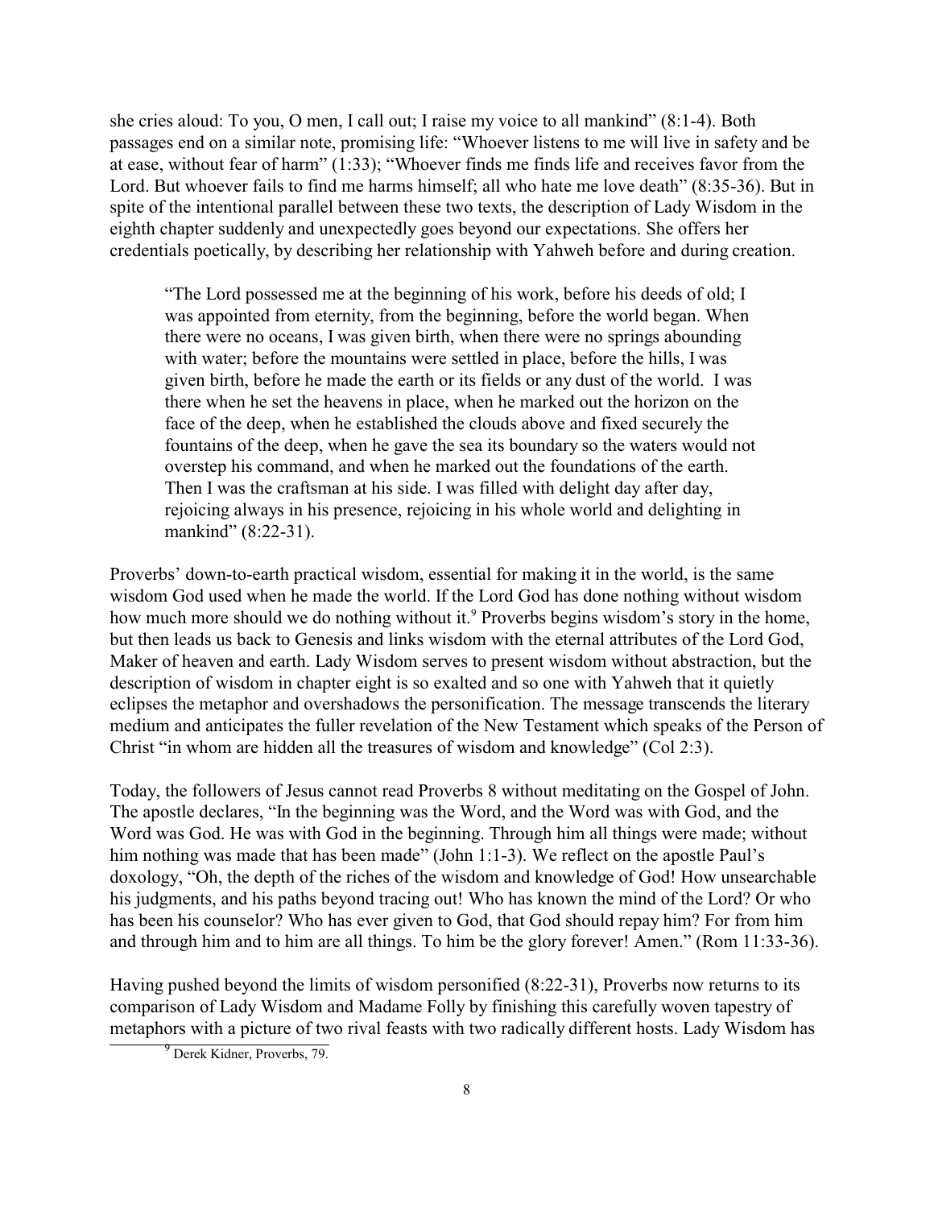she cries aloud: To you, O men, I call out; I raise my voice to all mankind" (8:1-4). Both passages end on a similar note, promising life: "Whoever listens to me will live in safety and be at ease, without fear of harm" (1:33); "Whoever finds me finds life and receives favor from the Lord. But whoever fails to find me harms himself; all who hate me love death" (8:35-36). But in spite of the intentional parallel between these two texts, the description of Lady Wisdom in the eighth chapter suddenly and unexpectedly goes beyond our expectations. She offers her credentials poetically, by describing her relationship with Yahweh before and during creation.

> "The Lord possessed me at the beginning of his work, before his deeds of old; I was appointed from eternity, from the beginning, before the world began. When there were no oceans, I was given birth, when there were no springs abounding with water; before the mountains were settled in place, before the hills, I was given birth, before he made the earth or its fields or any dust of the world. I was there when he set the heavens in place, when he marked out the horizon on the face of the deep, when he established the clouds above and fixed securely the fountains of the deep, when he gave the sea its boundary so the waters would not overstep his command, and when he marked out the foundations of the earth. Then I was the craftsman at his side. I was filled with delight day after day, rejoicing always in his presence, rejoicing in his whole world and delighting in mankind" (8:22-31).

Proverbs' down-to-earth practical wisdom, essential for making it in the world, is the same wisdom God used when he made the world. If the Lord God has done nothing without wisdom how much more should we do nothing without it.[9] Proverbs begins wisdom's story in the home, but then leads us back to Genesis and links wisdom with the eternal attributes of the Lord God, Maker of heaven and earth. Lady Wisdom serves to present wisdom without abstraction, but the description of wisdom in chapter eight is so exalted and so one with Yahweh that it quietly eclipses the metaphor and overshadows the personification. The message transcends the literary medium and anticipates the fuller revelation of the New Testament which speaks of the Person of Christ "in whom are hidden all the treasures of wisdom and knowledge" (Col 2:3).

Today, the followers of Jesus cannot read Proverbs 8 without meditating on the Gospel of John. The apostle declares, "In the beginning was the Word, and the Word was with God, and the Word was God. He was with God in the beginning. Through him all things were made; without him nothing was made that has been made" (John 1:1-3). We reflect on the apostle Paul's doxology, "Oh, the depth of the riches of the wisdom and knowledge of God! How unsearchable his judgments, and his paths beyond tracing out! Who has known the mind of the Lord? Or who has been his counselor? Who has ever given to God, that God should repay him? For from him and through him and to him are all things. To him be the glory forever! Amen." (Rom 11:33-36).

Having pushed beyond the limits of wisdom personified (8:22-31), Proverbs now returns to its comparison of Lady Wisdom and Madame Folly by finishing this carefully woven tapestry of metaphors with a picture of two rival feasts with two radically different hosts. Lady Wisdom has

[9] Derek Kidner, Proverbs, 79.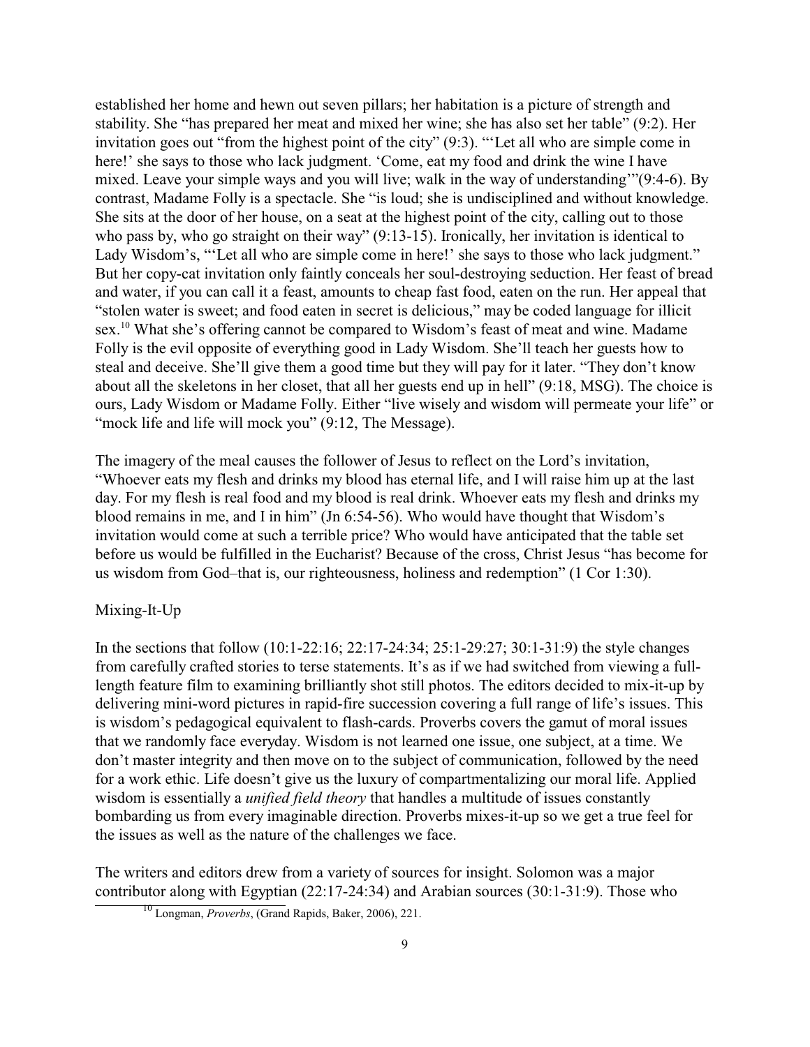established her home and hewn out seven pillars; her habitation is a picture of strength and stability. She "has prepared her meat and mixed her wine; she has also set her table" (9:2). Her invitation goes out "from the highest point of the city" (9:3). "'Let all who are simple come in here!' she says to those who lack judgment. 'Come, eat my food and drink the wine I have mixed. Leave your simple ways and you will live; walk in the way of understanding'"(9:4-6). By contrast, Madame Folly is a spectacle. She "is loud; she is undisciplined and without knowledge. She sits at the door of her house, on a seat at the highest point of the city, calling out to those who pass by, who go straight on their way" (9:13-15). Ironically, her invitation is identical to Lady Wisdom's, "'Let all who are simple come in here!' she says to those who lack judgment." But her copy-cat invitation only faintly conceals her soul-destroying seduction. Her feast of bread and water, if you can call it a feast, amounts to cheap fast food, eaten on the run. Her appeal that "stolen water is sweet; and food eaten in secret is delicious," may be coded language for illicit sex.[10] What she's offering cannot be compared to Wisdom's feast of meat and wine. Madame Folly is the evil opposite of everything good in Lady Wisdom. She'll teach her guests how to steal and deceive. She'll give them a good time but they will pay for it later. "They don't know about all the skeletons in her closet, that all her guests end up in hell" (9:18, MSG). The choice is ours, Lady Wisdom or Madame Folly. Either "live wisely and wisdom will permeate your life" or "mock life and life will mock you" (9:12, The Message).

The imagery of the meal causes the follower of Jesus to reflect on the Lord's invitation, "Whoever eats my flesh and drinks my blood has eternal life, and I will raise him up at the last day. For my flesh is real food and my blood is real drink. Whoever eats my flesh and drinks my blood remains in me, and I in him" (Jn 6:54-56). Who would have thought that Wisdom's invitation would come at such a terrible price? Who would have anticipated that the table set before us would be fulfilled in the Eucharist? Because of the cross, Christ Jesus "has become for us wisdom from God–that is, our righteousness, holiness and redemption" (1 Cor 1:30).

Mixing-It-Up

In the sections that follow (10:1-22:16; 22:17-24:34; 25:1-29:27; 30:1-31:9) the style changes from carefully crafted stories to terse statements. It's as if we had switched from viewing a full-length feature film to examining brilliantly shot still photos. The editors decided to mix-it-up by delivering mini-word pictures in rapid-fire succession covering a full range of life's issues. This is wisdom's pedagogical equivalent to flash-cards. Proverbs covers the gamut of moral issues that we randomly face everyday. Wisdom is not learned one issue, one subject, at a time. We don't master integrity and then move on to the subject of communication, followed by the need for a work ethic. Life doesn't give us the luxury of compartmentalizing our moral life. Applied wisdom is essentially a *unified field theory* that handles a multitude of issues constantly bombarding us from every imaginable direction. Proverbs mixes-it-up so we get a true feel for the issues as well as the nature of the challenges we face.

The writers and editors drew from a variety of sources for insight. Solomon was a major contributor along with Egyptian (22:17-24:34) and Arabian sources (30:1-31:9). Those who

[10] Longman, *Proverbs*, (Grand Rapids, Baker, 2006), 221.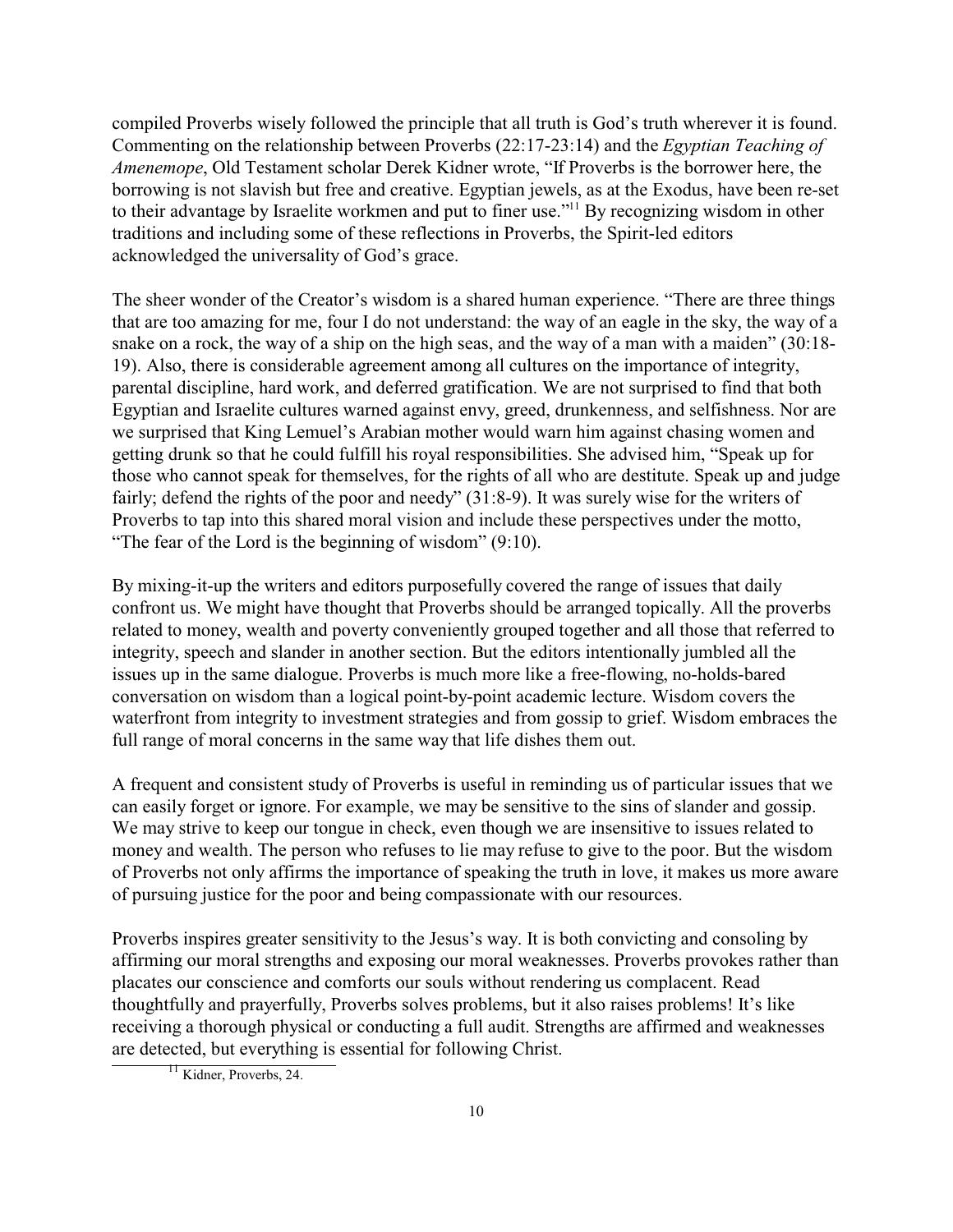compiled Proverbs wisely followed the principle that all truth is God's truth wherever it is found. Commenting on the relationship between Proverbs (22:17-23:14) and the *Egyptian Teaching of Amenemope*, Old Testament scholar Derek Kidner wrote, "If Proverbs is the borrower here, the borrowing is not slavish but free and creative. Egyptian jewels, as at the Exodus, have been re-set to their advantage by Israelite workmen and put to finer use."[11] By recognizing wisdom in other traditions and including some of these reflections in Proverbs, the Spirit-led editors acknowledged the universality of God's grace.

The sheer wonder of the Creator's wisdom is a shared human experience. "There are three things that are too amazing for me, four I do not understand: the way of an eagle in the sky, the way of a snake on a rock, the way of a ship on the high seas, and the way of a man with a maiden" (30:18-19). Also, there is considerable agreement among all cultures on the importance of integrity, parental discipline, hard work, and deferred gratification. We are not surprised to find that both Egyptian and Israelite cultures warned against envy, greed, drunkenness, and selfishness. Nor are we surprised that King Lemuel's Arabian mother would warn him against chasing women and getting drunk so that he could fulfill his royal responsibilities. She advised him, "Speak up for those who cannot speak for themselves, for the rights of all who are destitute. Speak up and judge fairly; defend the rights of the poor and needy" (31:8-9). It was surely wise for the writers of Proverbs to tap into this shared moral vision and include these perspectives under the motto, "The fear of the Lord is the beginning of wisdom" (9:10).

By mixing-it-up the writers and editors purposefully covered the range of issues that daily confront us. We might have thought that Proverbs should be arranged topically. All the proverbs related to money, wealth and poverty conveniently grouped together and all those that referred to integrity, speech and slander in another section. But the editors intentionally jumbled all the issues up in the same dialogue. Proverbs is much more like a free-flowing, no-holds-bared conversation on wisdom than a logical point-by-point academic lecture. Wisdom covers the waterfront from integrity to investment strategies and from gossip to grief. Wisdom embraces the full range of moral concerns in the same way that life dishes them out.

A frequent and consistent study of Proverbs is useful in reminding us of particular issues that we can easily forget or ignore. For example, we may be sensitive to the sins of slander and gossip. We may strive to keep our tongue in check, even though we are insensitive to issues related to money and wealth. The person who refuses to lie may refuse to give to the poor. But the wisdom of Proverbs not only affirms the importance of speaking the truth in love, it makes us more aware of pursuing justice for the poor and being compassionate with our resources.

Proverbs inspires greater sensitivity to the Jesus's way. It is both convicting and consoling by affirming our moral strengths and exposing our moral weaknesses. Proverbs provokes rather than placates our conscience and comforts our souls without rendering us complacent. Read thoughtfully and prayerfully, Proverbs solves problems, but it also raises problems! It's like receiving a thorough physical or conducting a full audit. Strengths are affirmed and weaknesses are detected, but everything is essential for following Christ.

[11] Kidner, Proverbs, 24.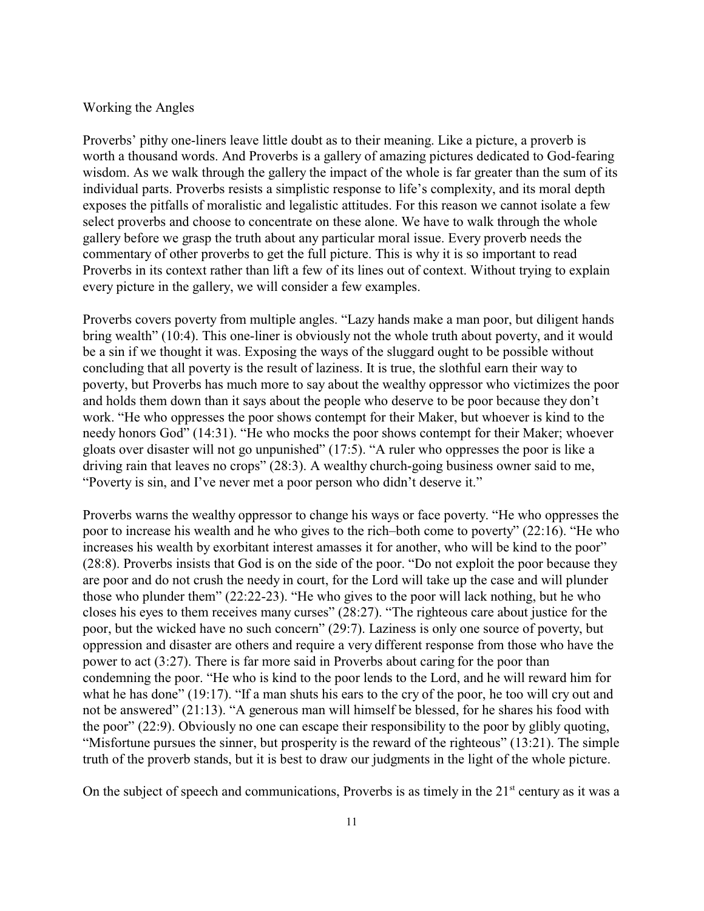## Working the Angles

Proverbs' pithy one-liners leave little doubt as to their meaning. Like a picture, a proverb is worth a thousand words. And Proverbs is a gallery of amazing pictures dedicated to God-fearing wisdom. As we walk through the gallery the impact of the whole is far greater than the sum of its individual parts. Proverbs resists a simplistic response to life's complexity, and its moral depth exposes the pitfalls of moralistic and legalistic attitudes. For this reason we cannot isolate a few select proverbs and choose to concentrate on these alone. We have to walk through the whole gallery before we grasp the truth about any particular moral issue. Every proverb needs the commentary of other proverbs to get the full picture. This is why it is so important to read Proverbs in its context rather than lift a few of its lines out of context. Without trying to explain every picture in the gallery, we will consider a few examples.

Proverbs covers poverty from multiple angles. "Lazy hands make a man poor, but diligent hands bring wealth" (10:4). This one-liner is obviously not the whole truth about poverty, and it would be a sin if we thought it was. Exposing the ways of the sluggard ought to be possible without concluding that all poverty is the result of laziness. It is true, the slothful earn their way to poverty, but Proverbs has much more to say about the wealthy oppressor who victimizes the poor and holds them down than it says about the people who deserve to be poor because they don't work. "He who oppresses the poor shows contempt for their Maker, but whoever is kind to the needy honors God" (14:31). "He who mocks the poor shows contempt for their Maker; whoever gloats over disaster will not go unpunished" (17:5). "A ruler who oppresses the poor is like a driving rain that leaves no crops" (28:3). A wealthy church-going business owner said to me, "Poverty is sin, and I've never met a poor person who didn't deserve it."

Proverbs warns the wealthy oppressor to change his ways or face poverty. "He who oppresses the poor to increase his wealth and he who gives to the rich–both come to poverty" (22:16). "He who increases his wealth by exorbitant interest amasses it for another, who will be kind to the poor" (28:8). Proverbs insists that God is on the side of the poor. "Do not exploit the poor because they are poor and do not crush the needy in court, for the Lord will take up the case and will plunder those who plunder them" (22:22-23). "He who gives to the poor will lack nothing, but he who closes his eyes to them receives many curses" (28:27). "The righteous care about justice for the poor, but the wicked have no such concern" (29:7). Laziness is only one source of poverty, but oppression and disaster are others and require a very different response from those who have the power to act (3:27). There is far more said in Proverbs about caring for the poor than condemning the poor. "He who is kind to the poor lends to the Lord, and he will reward him for what he has done" (19:17). "If a man shuts his ears to the cry of the poor, he too will cry out and not be answered" (21:13). "A generous man will himself be blessed, for he shares his food with the poor" (22:9). Obviously no one can escape their responsibility to the poor by glibly quoting, "Misfortune pursues the sinner, but prosperity is the reward of the righteous" (13:21). The simple truth of the proverb stands, but it is best to draw our judgments in the light of the whole picture.

On the subject of speech and communications, Proverbs is as timely in the 21st century as it was a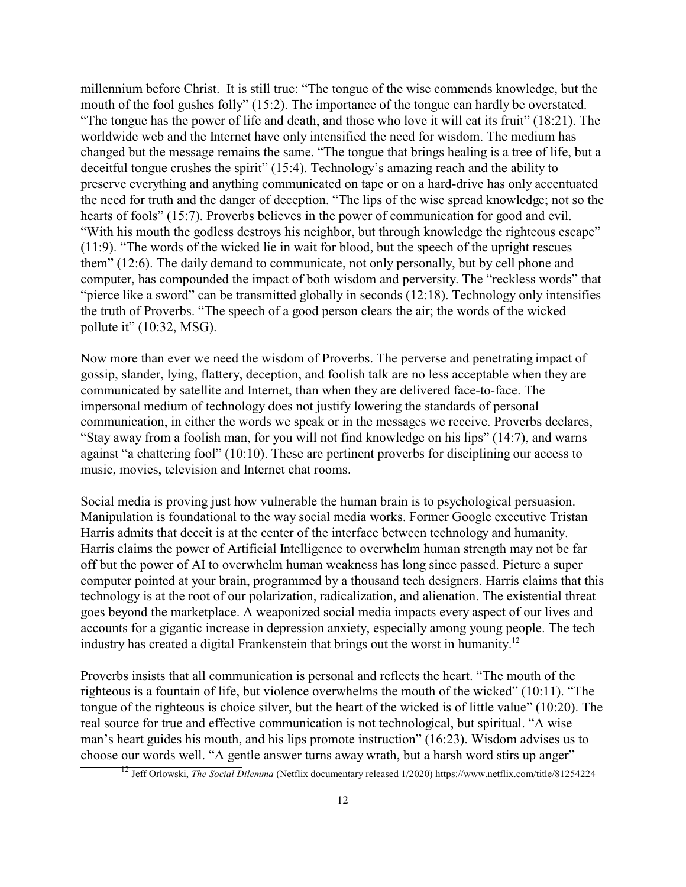millennium before Christ. It is still true: "The tongue of the wise commends knowledge, but the mouth of the fool gushes folly" (15:2). The importance of the tongue can hardly be overstated. "The tongue has the power of life and death, and those who love it will eat its fruit" (18:21). The worldwide web and the Internet have only intensified the need for wisdom. The medium has changed but the message remains the same. "The tongue that brings healing is a tree of life, but a deceitful tongue crushes the spirit" (15:4). Technology's amazing reach and the ability to preserve everything and anything communicated on tape or on a hard-drive has only accentuated the need for truth and the danger of deception. "The lips of the wise spread knowledge; not so the hearts of fools" (15:7). Proverbs believes in the power of communication for good and evil. "With his mouth the godless destroys his neighbor, but through knowledge the righteous escape" (11:9). "The words of the wicked lie in wait for blood, but the speech of the upright rescues them" (12:6). The daily demand to communicate, not only personally, but by cell phone and computer, has compounded the impact of both wisdom and perversity. The "reckless words" that "pierce like a sword" can be transmitted globally in seconds (12:18). Technology only intensifies the truth of Proverbs. "The speech of a good person clears the air; the words of the wicked pollute it" (10:32, MSG).

Now more than ever we need the wisdom of Proverbs. The perverse and penetrating impact of gossip, slander, lying, flattery, deception, and foolish talk are no less acceptable when they are communicated by satellite and Internet, than when they are delivered face-to-face. The impersonal medium of technology does not justify lowering the standards of personal communication, in either the words we speak or in the messages we receive. Proverbs declares, "Stay away from a foolish man, for you will not find knowledge on his lips" (14:7), and warns against "a chattering fool" (10:10). These are pertinent proverbs for disciplining our access to music, movies, television and Internet chat rooms.

Social media is proving just how vulnerable the human brain is to psychological persuasion. Manipulation is foundational to the way social media works. Former Google executive Tristan Harris admits that deceit is at the center of the interface between technology and humanity. Harris claims the power of Artificial Intelligence to overwhelm human strength may not be far off but the power of AI to overwhelm human weakness has long since passed. Picture a super computer pointed at your brain, programmed by a thousand tech designers. Harris claims that this technology is at the root of our polarization, radicalization, and alienation. The existential threat goes beyond the marketplace. A weaponized social media impacts every aspect of our lives and accounts for a gigantic increase in depression anxiety, especially among young people. The tech industry has created a digital Frankenstein that brings out the worst in humanity.[12]

Proverbs insists that all communication is personal and reflects the heart. "The mouth of the righteous is a fountain of life, but violence overwhelms the mouth of the wicked" (10:11). "The tongue of the righteous is choice silver, but the heart of the wicked is of little value" (10:20). The real source for true and effective communication is not technological, but spiritual. "A wise man's heart guides his mouth, and his lips promote instruction" (16:23). Wisdom advises us to choose our words well. "A gentle answer turns away wrath, but a harsh word stirs up anger"

[12] Jeff Orlowski, *The Social Dilemma* (Netflix documentary released 1/2020) https://www.netflix.com/title/81254224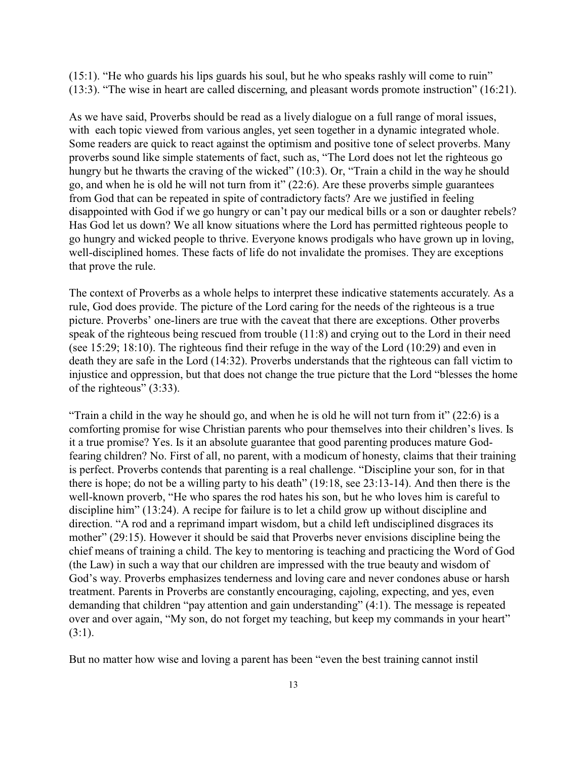(15:1). "He who guards his lips guards his soul, but he who speaks rashly will come to ruin" (13:3). "The wise in heart are called discerning, and pleasant words promote instruction" (16:21).

As we have said, Proverbs should be read as a lively dialogue on a full range of moral issues, with each topic viewed from various angles, yet seen together in a dynamic integrated whole. Some readers are quick to react against the optimism and positive tone of select proverbs. Many proverbs sound like simple statements of fact, such as, "The Lord does not let the righteous go hungry but he thwarts the craving of the wicked" (10:3). Or, "Train a child in the way he should go, and when he is old he will not turn from it" (22:6). Are these proverbs simple guarantees from God that can be repeated in spite of contradictory facts? Are we justified in feeling disappointed with God if we go hungry or can't pay our medical bills or a son or daughter rebels? Has God let us down? We all know situations where the Lord has permitted righteous people to go hungry and wicked people to thrive. Everyone knows prodigals who have grown up in loving, well-disciplined homes. These facts of life do not invalidate the promises. They are exceptions that prove the rule.

The context of Proverbs as a whole helps to interpret these indicative statements accurately. As a rule, God does provide. The picture of the Lord caring for the needs of the righteous is a true picture. Proverbs' one-liners are true with the caveat that there are exceptions. Other proverbs speak of the righteous being rescued from trouble (11:8) and crying out to the Lord in their need (see 15:29; 18:10). The righteous find their refuge in the way of the Lord (10:29) and even in death they are safe in the Lord (14:32). Proverbs understands that the righteous can fall victim to injustice and oppression, but that does not change the true picture that the Lord "blesses the home of the righteous" (3:33).

"Train a child in the way he should go, and when he is old he will not turn from it" (22:6) is a comforting promise for wise Christian parents who pour themselves into their children's lives. Is it a true promise? Yes. Is it an absolute guarantee that good parenting produces mature God-fearing children? No. First of all, no parent, with a modicum of honesty, claims that their training is perfect. Proverbs contends that parenting is a real challenge. "Discipline your son, for in that there is hope; do not be a willing party to his death" (19:18, see 23:13-14). And then there is the well-known proverb, "He who spares the rod hates his son, but he who loves him is careful to discipline him" (13:24). A recipe for failure is to let a child grow up without discipline and direction. "A rod and a reprimand impart wisdom, but a child left undisciplined disgraces its mother" (29:15). However it should be said that Proverbs never envisions discipline being the chief means of training a child. The key to mentoring is teaching and practicing the Word of God (the Law) in such a way that our children are impressed with the true beauty and wisdom of God's way. Proverbs emphasizes tenderness and loving care and never condones abuse or harsh treatment. Parents in Proverbs are constantly encouraging, cajoling, expecting, and yes, even demanding that children "pay attention and gain understanding" (4:1). The message is repeated over and over again, "My son, do not forget my teaching, but keep my commands in your heart" (3:1).

But no matter how wise and loving a parent has been "even the best training cannot instil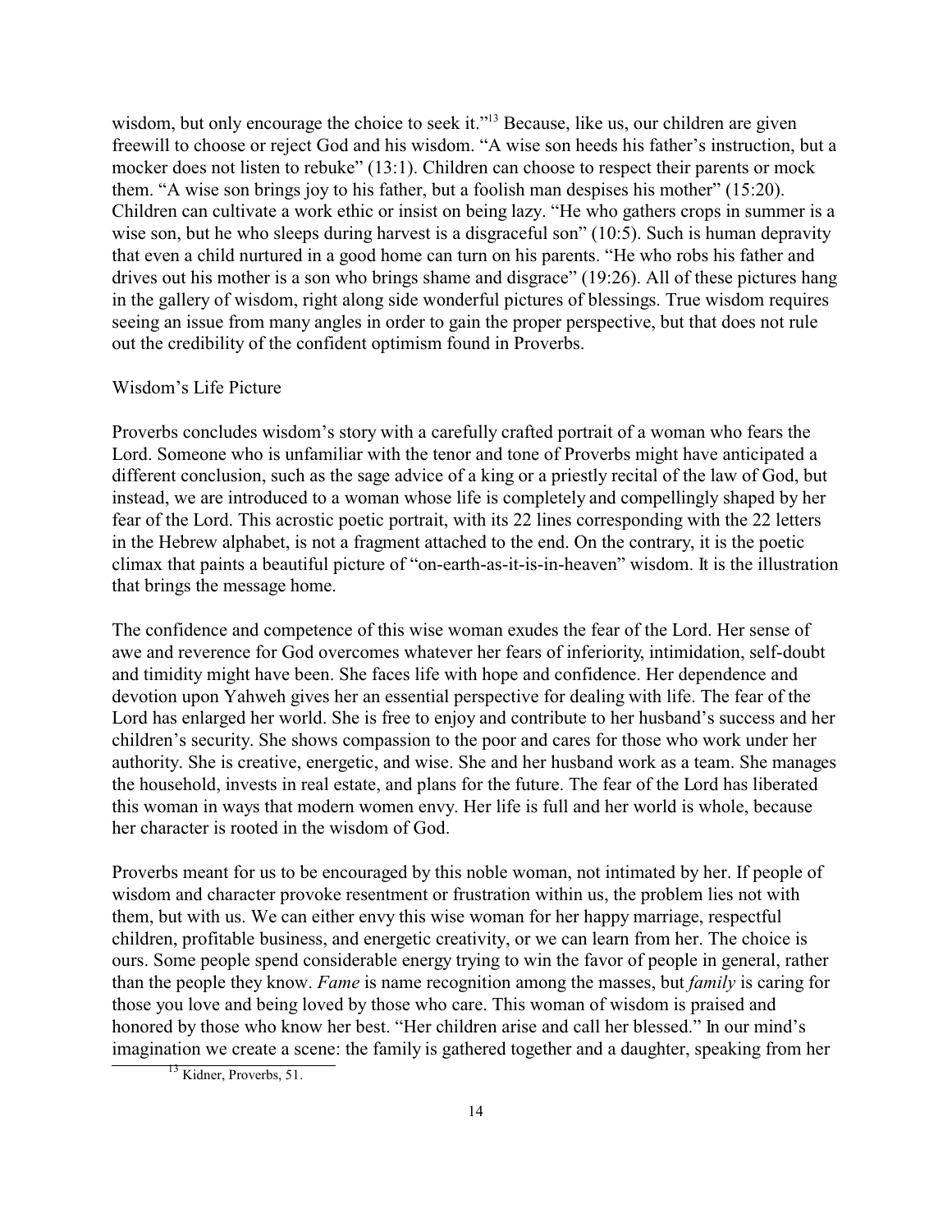wisdom, but only encourage the choice to seek it."[13] Because, like us, our children are given freewill to choose or reject God and his wisdom. "A wise son heeds his father's instruction, but a mocker does not listen to rebuke" (13:1). Children can choose to respect their parents or mock them. "A wise son brings joy to his father, but a foolish man despises his mother" (15:20). Children can cultivate a work ethic or insist on being lazy. "He who gathers crops in summer is a wise son, but he who sleeps during harvest is a disgraceful son" (10:5). Such is human depravity that even a child nurtured in a good home can turn on his parents. "He who robs his father and drives out his mother is a son who brings shame and disgrace" (19:26). All of these pictures hang in the gallery of wisdom, right along side wonderful pictures of blessings. True wisdom requires seeing an issue from many angles in order to gain the proper perspective, but that does not rule out the credibility of the confident optimism found in Proverbs.

Wisdom's Life Picture

Proverbs concludes wisdom's story with a carefully crafted portrait of a woman who fears the Lord. Someone who is unfamiliar with the tenor and tone of Proverbs might have anticipated a different conclusion, such as the sage advice of a king or a priestly recital of the law of God, but instead, we are introduced to a woman whose life is completely and compellingly shaped by her fear of the Lord. This acrostic poetic portrait, with its 22 lines corresponding with the 22 letters in the Hebrew alphabet, is not a fragment attached to the end. On the contrary, it is the poetic climax that paints a beautiful picture of "on-earth-as-it-is-in-heaven" wisdom. It is the illustration that brings the message home.

The confidence and competence of this wise woman exudes the fear of the Lord. Her sense of awe and reverence for God overcomes whatever her fears of inferiority, intimidation, self-doubt and timidity might have been. She faces life with hope and confidence. Her dependence and devotion upon Yahweh gives her an essential perspective for dealing with life. The fear of the Lord has enlarged her world. She is free to enjoy and contribute to her husband's success and her children's security. She shows compassion to the poor and cares for those who work under her authority. She is creative, energetic, and wise. She and her husband work as a team. She manages the household, invests in real estate, and plans for the future. The fear of the Lord has liberated this woman in ways that modern women envy. Her life is full and her world is whole, because her character is rooted in the wisdom of God.

Proverbs meant for us to be encouraged by this noble woman, not intimated by her. If people of wisdom and character provoke resentment or frustration within us, the problem lies not with them, but with us. We can either envy this wise woman for her happy marriage, respectful children, profitable business, and energetic creativity, or we can learn from her. The choice is ours. Some people spend considerable energy trying to win the favor of people in general, rather than the people they know. *Fame* is name recognition among the masses, but *family* is caring for those you love and being loved by those who care. This woman of wisdom is praised and honored by those who know her best. "Her children arise and call her blessed." In our mind's imagination we create a scene: the family is gathered together and a daughter, speaking from her

[13] Kidner, Proverbs, 51.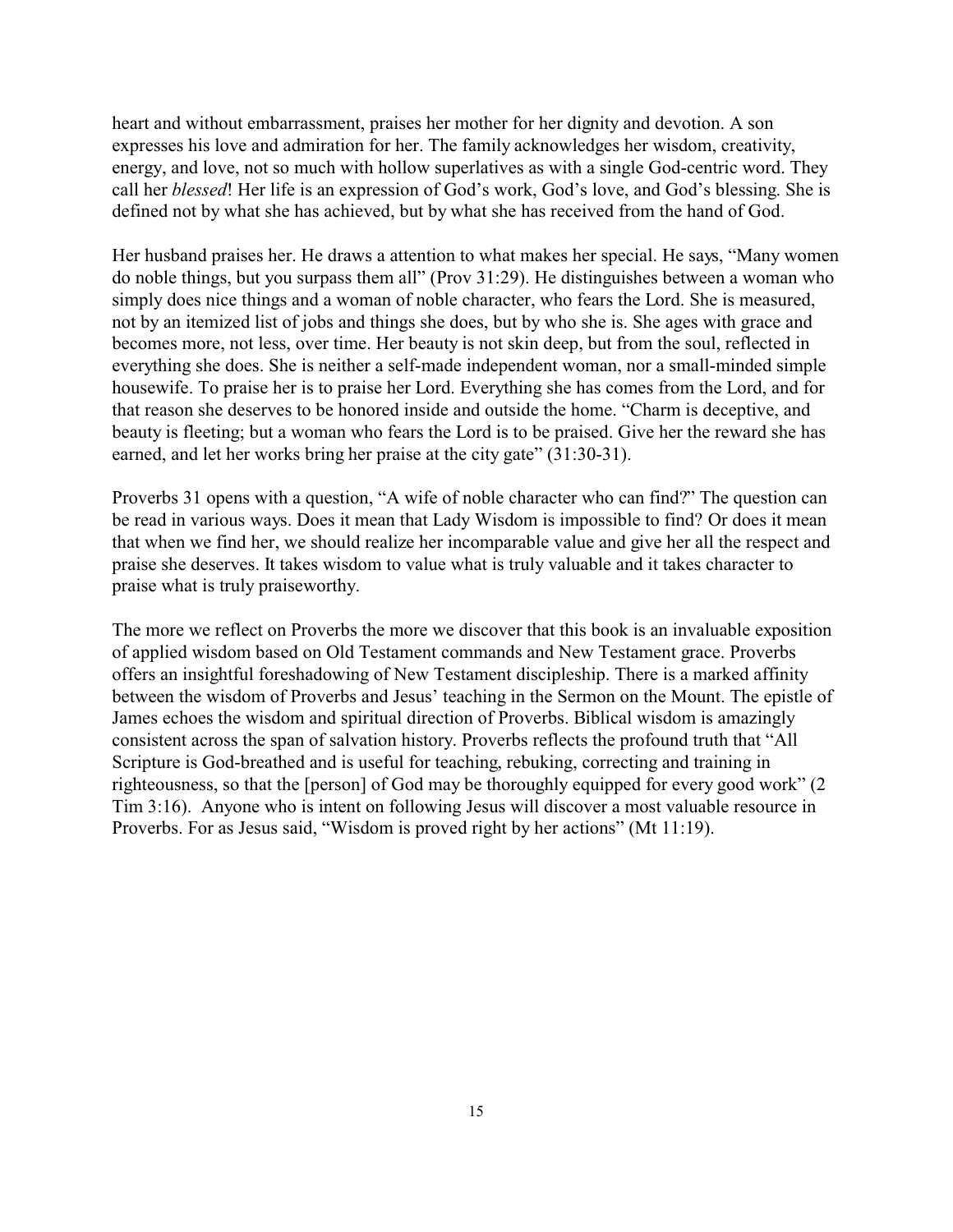heart and without embarrassment, praises her mother for her dignity and devotion. A son expresses his love and admiration for her. The family acknowledges her wisdom, creativity, energy, and love, not so much with hollow superlatives as with a single God-centric word. They call her *blessed*! Her life is an expression of God's work, God's love, and God's blessing. She is defined not by what she has achieved, but by what she has received from the hand of God.

Her husband praises her. He draws a attention to what makes her special. He says, "Many women do noble things, but you surpass them all" (Prov 31:29). He distinguishes between a woman who simply does nice things and a woman of noble character, who fears the Lord. She is measured, not by an itemized list of jobs and things she does, but by who she is. She ages with grace and becomes more, not less, over time. Her beauty is not skin deep, but from the soul, reflected in everything she does. She is neither a self-made independent woman, nor a small-minded simple housewife. To praise her is to praise her Lord. Everything she has comes from the Lord, and for that reason she deserves to be honored inside and outside the home. "Charm is deceptive, and beauty is fleeting; but a woman who fears the Lord is to be praised. Give her the reward she has earned, and let her works bring her praise at the city gate" (31:30-31).

Proverbs 31 opens with a question, "A wife of noble character who can find?" The question can be read in various ways. Does it mean that Lady Wisdom is impossible to find? Or does it mean that when we find her, we should realize her incomparable value and give her all the respect and praise she deserves. It takes wisdom to value what is truly valuable and it takes character to praise what is truly praiseworthy.

The more we reflect on Proverbs the more we discover that this book is an invaluable exposition of applied wisdom based on Old Testament commands and New Testament grace. Proverbs offers an insightful foreshadowing of New Testament discipleship. There is a marked affinity between the wisdom of Proverbs and Jesus' teaching in the Sermon on the Mount. The epistle of James echoes the wisdom and spiritual direction of Proverbs. Biblical wisdom is amazingly consistent across the span of salvation history. Proverbs reflects the profound truth that "All Scripture is God-breathed and is useful for teaching, rebuking, correcting and training in righteousness, so that the [person] of God may be thoroughly equipped for every good work" (2 Tim 3:16). Anyone who is intent on following Jesus will discover a most valuable resource in Proverbs. For as Jesus said, "Wisdom is proved right by her actions" (Mt 11:19).